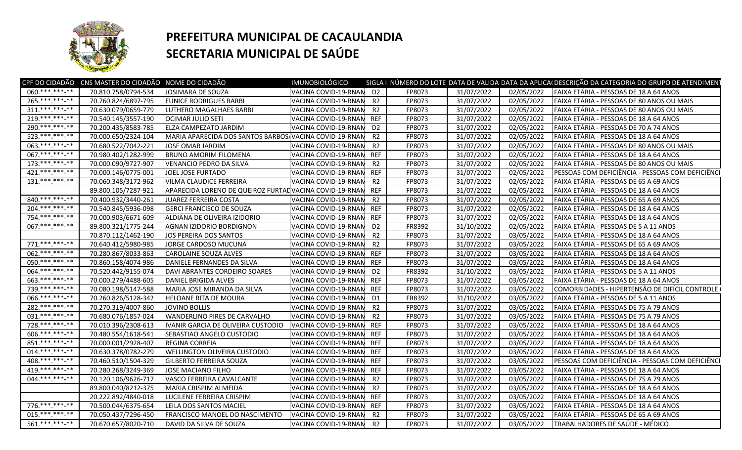# PREFEITURA MUNICIPAL DE CACAULANDIA
# SECRETARIA MUNICIPAL DE SAÚDE

| CPF DO CIDADÃO | CNS MASTER DO CIDADÃO | NOME DO CIDADÃO | IMUNOBIOLÓGICO | SIGLA I | NÚMERO DO LOTE | DATA DE VALIDA | DATA DA APLICA | DESCRIÇÃO DA CATEGORIA DO GRUPO DE ATENDIMENT |
|---|---|---|---|---|---|---|---|---|
| 060.***.***-** | 70.810.758/0794-534 | JOSIMARA DE SOUZA | VACINA COVID-19-RNAM | D2 | FP8073 | 31/07/2022 | 02/05/2022 | FAIXA ETÁRIA - PESSOAS DE 18 A 64 ANOS |
| 265.***.***-** | 70.760.824/6897-795 | EUNICE RODRIGUES BARBI | VACINA COVID-19-RNAM | R2 | FP8073 | 31/07/2022 | 02/05/2022 | FAIXA ETÁRIA - PESSOAS DE 80 ANOS OU MAIS |
| 311.***.***-** | 70.630.079/0659-779 | LUTHERO MAGALHAES BARBI | VACINA COVID-19-RNAM | R2 | FP8073 | 31/07/2022 | 02/05/2022 | FAIXA ETÁRIA - PESSOAS DE 80 ANOS OU MAIS |
| 219.***.***-** | 70.540.145/3557-190 | OCIMAR JULIO SETI | VACINA COVID-19-RNAM | REF | FP8073 | 31/07/2022 | 02/05/2022 | FAIXA ETÁRIA - PESSOAS DE 18 A 64 ANOS |
| 290.***.***-** | 70.200.435/8583-785 | ELZA CAMPEZATO JARDIM | VACINA COVID-19-RNAM | D2 | FP8073 | 31/07/2022 | 02/05/2022 | FAIXA ETÁRIA - PESSOAS DE 70 A 74 ANOS |
| 523.***.***-** | 70.000.650/2324-104 | MARIA APARECIDA DOS SANTOS BARBOS | VACINA COVID-19-RNAM | R2 | FP8073 | 31/07/2022 | 02/05/2022 | FAIXA ETÁRIA - PESSOAS DE 18 A 64 ANOS |
| 063.***.***-** | 70.680.522/7042-221 | JOSE OMAR JARDIM | VACINA COVID-19-RNAM | R2 | FP8073 | 31/07/2022 | 02/05/2022 | FAIXA ETÁRIA - PESSOAS DE 80 ANOS OU MAIS |
| 067.***.***-** | 70.980.402/1282-999 | BRUNO AMORIM FILOMENA | VACINA COVID-19-RNAM | REF | FP8073 | 31/07/2022 | 02/05/2022 | FAIXA ETÁRIA - PESSOAS DE 18 A 64 ANOS |
| 173.***.***-** | 70.000.090/9727-907 | VENANCIO PEDRO DA SILVA | VACINA COVID-19-RNAM | R2 | FP8073 | 31/07/2022 | 02/05/2022 | FAIXA ETÁRIA - PESSOAS DE 80 ANOS OU MAIS |
| 421.***.***-** | 70.000.146/0775-001 | JOEL JOSE FURTADO | VACINA COVID-19-RNAM | REF | FP8073 | 31/07/2022 | 02/05/2022 | PESSOAS COM DEFICIÊNCIA - PESSOAS COM DEFICIÊNCI |
| 131.***.***-** | 70.060.348/3172-962 | VILMA CLAUDICE FERREIRA | VACINA COVID-19-RNAM | R2 | FP8073 | 31/07/2022 | 02/05/2022 | FAIXA ETÁRIA - PESSOAS DE 65 A 69 ANOS |
| | 89.800.105/7287-921 | APARECIDA LORENO DE QUEIROZ FURTAD | VACINA COVID-19-RNAM | REF | FP8073 | 31/07/2022 | 02/05/2022 | FAIXA ETÁRIA - PESSOAS DE 18 A 64 ANOS |
| 840.***.***-** | 70.400.932/3440-261 | JUAREZ FERREIRA COSTA | VACINA COVID-19-RNAM | R2 | FP8073 | 31/07/2022 | 02/05/2022 | FAIXA ETÁRIA - PESSOAS DE 65 A 69 ANOS |
| 204.***.***-** | 70.540.845/5936-098 | GERCI FRANCISCO DE SOUZA | VACINA COVID-19-RNAM | REF | FP8073 | 31/07/2022 | 02/05/2022 | FAIXA ETÁRIA - PESSOAS DE 18 A 64 ANOS |
| 754.***.***-** | 70.000.903/6671-609 | ALDIANA DE OLIVEIRA IZIDORIO | VACINA COVID-19-RNAM | REF | FP8073 | 31/07/2022 | 02/05/2022 | FAIXA ETÁRIA - PESSOAS DE 18 A 64 ANOS |
| 067.***.***-** | 89.800.321/1775-244 | AGNAN IZIDORIO BORDIGNON | VACINA COVID-19-RNAM | D2 | FR8392 | 31/10/2022 | 02/05/2022 | FAIXA ETÁRIA - PESSOAS DE 5 A 11 ANOS |
| | 70.870.112/1462-190 | JOS PEREIRA DOS SANTOS | VACINA COVID-19-RNAM | R2 | FP8073 | 31/07/2022 | 03/05/2022 | FAIXA ETÁRIA - PESSOAS DE 18 A 64 ANOS |
| 771.***.***-** | 70.640.412/5980-985 | JORGE CARDOSO MUCUNA | VACINA COVID-19-RNAM | R2 | FP8073 | 31/07/2022 | 03/05/2022 | FAIXA ETÁRIA - PESSOAS DE 65 A 69 ANOS |
| 062.***.***-** | 70.280.867/8033-863 | CAROLAINE SOUZA ALVES | VACINA COVID-19-RNAM | REF | FP8073 | 31/07/2022 | 03/05/2022 | FAIXA ETÁRIA - PESSOAS DE 18 A 64 ANOS |
| 050.***.***-** | 70.860.158/4074-986 | DANIELE FERNANDES DA SILVA | VACINA COVID-19-RNAM | REF | FP8073 | 31/07/2022 | 03/05/2022 | FAIXA ETÁRIA - PESSOAS DE 18 A 64 ANOS |
| 064.***.***-** | 70.520.442/9155-074 | DAVI ABRANTES CORDEIRO SOARES | VACINA COVID-19-RNAM | D2 | FR8392 | 31/10/2022 | 03/05/2022 | FAIXA ETÁRIA - PESSOAS DE 5 A 11 ANOS |
| 663.***.***-** | 70.000.279/4488-605 | DANIEL BRIGIDA ALVES | VACINA COVID-19-RNAM | REF | FP8073 | 31/07/2022 | 03/05/2022 | FAIXA ETÁRIA - PESSOAS DE 18 A 64 ANOS |
| 739.***.***-** | 70.080.198/5147-588 | MARIA JOSE MIRANDA DA SILVA | VACINA COVID-19-RNAM | REF | FP8073 | 31/07/2022 | 03/05/2022 | COMORBIDADES - HIPERTENSÃO DE DIFÍCIL CONTROLE ( |
| 066.***.***-** | 70.260.826/5128-342 | HELOANE RITA DE MOURA | VACINA COVID-19-RNAM | D1 | FR8392 | 31/10/2022 | 03/05/2022 | FAIXA ETÁRIA - PESSOAS DE 5 A 11 ANOS |
| 282.***.***-** | 70.270.319/4007-860 | JOVINO BOLLIS | VACINA COVID-19-RNAM | R2 | FP8073 | 31/07/2022 | 03/05/2022 | FAIXA ETÁRIA - PESSOAS DE 75 A 79 ANOS |
| 031.***.***-** | 70.680.076/1857-024 | WANDERLINO PIRES DE CARVALHO | VACINA COVID-19-RNAM | R2 | FP8073 | 31/07/2022 | 03/05/2022 | FAIXA ETÁRIA - PESSOAS DE 75 A 79 ANOS |
| 728.***.***-** | 70.010.396/2308-613 | IVANIR GARCIA DE OLIVEIRA CUSTODIO | VACINA COVID-19-RNAM | REF | FP8073 | 31/07/2022 | 03/05/2022 | FAIXA ETÁRIA - PESSOAS DE 18 A 64 ANOS |
| 606.***.***-** | 70.480.554/1618-541 | SEBASTIAO ANGELO CUSTODIO | VACINA COVID-19-RNAM | REF | FP8073 | 31/07/2022 | 03/05/2022 | FAIXA ETÁRIA - PESSOAS DE 18 A 64 ANOS |
| 851.***.***-** | 70.000.001/2928-407 | REGINA CORREIA | VACINA COVID-19-RNAM | REF | FP8073 | 31/07/2022 | 03/05/2022 | FAIXA ETÁRIA - PESSOAS DE 18 A 64 ANOS |
| 014.***.***-** | 70.630.378/0782-279 | WELLINGTON OLIVEIRA CUSTODIO | VACINA COVID-19-RNAM | REF | FP8073 | 31/07/2022 | 03/05/2022 | FAIXA ETÁRIA - PESSOAS DE 18 A 64 ANOS |
| 408.***.***-** | 70.460.510/1504-329 | GILBERTO FERREIRA SOUZA | VACINA COVID-19-RNAM | REF | FP8073 | 31/07/2022 | 03/05/2022 | PESSOAS COM DEFICIÊNCIA - PESSOAS COM DEFICIÊNCI |
| 419.***.***-** | 70.280.268/3249-369 | JOSE MACIANO FILHO | VACINA COVID-19-RNAM | REF | FP8073 | 31/07/2022 | 03/05/2022 | FAIXA ETÁRIA - PESSOAS DE 18 A 64 ANOS |
| 044.***.***-** | 70.120.106/9626-717 | VASCO FERREIRA CAVALCANTE | VACINA COVID-19-RNAM | R2 | FP8073 | 31/07/2022 | 03/05/2022 | FAIXA ETÁRIA - PESSOAS DE 75 A 79 ANOS |
| | 89.800.040/8212-375 | MARIA CRISPIM ALMEIDA | VACINA COVID-19-RNAM | R2 | FP8073 | 31/07/2022 | 03/05/2022 | FAIXA ETÁRIA - PESSOAS DE 18 A 64 ANOS |
| | 20.222.892/4840-018 | LUCILENE FERREIRA CRISPIM | VACINA COVID-19-RNAM | REF | FP8073 | 31/07/2022 | 03/05/2022 | FAIXA ETÁRIA - PESSOAS DE 18 A 64 ANOS |
| 776.***.***-** | 70.500.044/6375-654 | LEILA DOS SANTOS MACIEL | VACINA COVID-19-RNAM | REF | FP8073 | 31/07/2022 | 03/05/2022 | FAIXA ETÁRIA - PESSOAS DE 18 A 64 ANOS |
| 015.***.***-** | 70.050.437/7296-450 | FRANCISCO MANOEL DO NASCIMENTO | VACINA COVID-19-RNAM | R2 | FP8073 | 31/07/2022 | 03/05/2022 | FAIXA ETÁRIA - PESSOAS DE 65 A 69 ANOS |
| 561.***.***-** | 70.670.657/8020-710 | DAVID DA SILVA DE SOUZA | VACINA COVID-19-RNAM | R2 | FP8073 | 31/07/2022 | 03/05/2022 | TRABALHADORES DE SAÚDE - MÉDICO |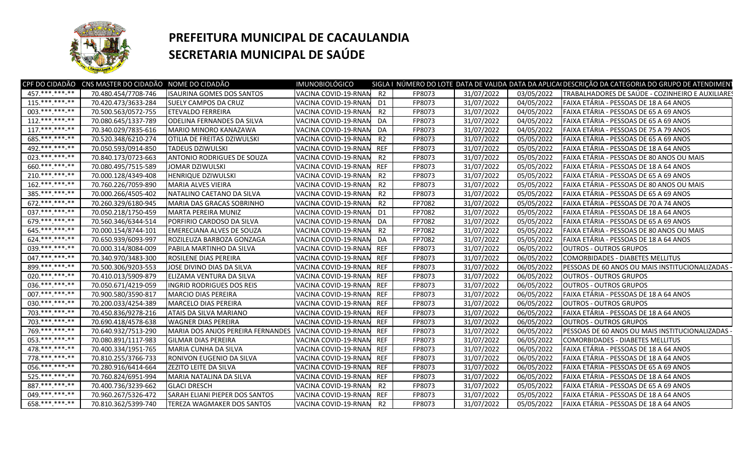# PREFEITURA MUNICIPAL DE CACAULANDIA
# SECRETARIA MUNICIPAL DE SAÚDE

| CPF DO CIDADÃO | CNS MASTER DO CIDADÃO | NOME DO CIDADÃO | IMUNOBIOLÓGICO | SIGLA I | NÚMERO DO LOTE | DATA DE VALIDA | DATA DA APLICA | DESCRIÇÃO DA CATEGORIA DO GRUPO DE ATENDIMENT |
|---|---|---|---|---|---|---|---|---|
| 457.***.***-** | 70.480.454/7708-746 | ISAURINA GOMES DOS SANTOS | VACINA COVID-19-RNAM | R2 | FP8073 | 31/07/2022 | 03/05/2022 | TRABALHADORES DE SAÚDE - COZINHEIRO E AUXILIARES |
| 115.***.***-** | 70.420.473/3633-284 | SUELY CAMPOS DA CRUZ | VACINA COVID-19-RNAM | D1 | FP8073 | 31/07/2022 | 04/05/2022 | FAIXA ETÁRIA - PESSOAS DE 18 A 64 ANOS |
| 003.***.***-** | 70.500.563/0572-755 | ETEVALDO FERREIRA | VACINA COVID-19-RNAM | R2 | FP8073 | 31/07/2022 | 04/05/2022 | FAIXA ETÁRIA - PESSOAS DE 65 A 69 ANOS |
| 112.***.***-** | 70.080.645/1337-789 | ODELINA FERNANDES DA SILVA | VACINA COVID-19-RNAM | DA | FP8073 | 31/07/2022 | 04/05/2022 | FAIXA ETÁRIA - PESSOAS DE 65 A 69 ANOS |
| 117.***.***-** | 70.340.029/7835-616 | MARIO MINORO KANAZAWA | VACINA COVID-19-RNAM | DA | FP8073 | 31/07/2022 | 04/05/2022 | FAIXA ETÁRIA - PESSOAS DE 75 A 79 ANOS |
| 685.***.***-** | 70.520.348/6210-274 | OTILIA DE FREITAS DZIWULSKI | VACINA COVID-19-RNAM | R2 | FP8073 | 31/07/2022 | 05/05/2022 | FAIXA ETÁRIA - PESSOAS DE 65 A 69 ANOS |
| 492.***.***-** | 70.050.593/0914-850 | TADEUS DZIWULSKI | VACINA COVID-19-RNAM | REF | FP8073 | 31/07/2022 | 05/05/2022 | FAIXA ETÁRIA - PESSOAS DE 18 A 64 ANOS |
| 023.***.***-** | 70.840.173/0723-663 | ANTONIO RODRIGUES DE SOUZA | VACINA COVID-19-RNAM | R2 | FP8073 | 31/07/2022 | 05/05/2022 | FAIXA ETÁRIA - PESSOAS DE 80 ANOS OU MAIS |
| 660.***.***-** | 70.080.495/7515-589 | JOMAR DZIWULSKI | VACINA COVID-19-RNAM | REF | FP8073 | 31/07/2022 | 05/05/2022 | FAIXA ETÁRIA - PESSOAS DE 18 A 64 ANOS |
| 210.***.***-** | 70.000.128/4349-408 | HENRIQUE DZIWULSKI | VACINA COVID-19-RNAM | R2 | FP8073 | 31/07/2022 | 05/05/2022 | FAIXA ETÁRIA - PESSOAS DE 65 A 69 ANOS |
| 162.***.***-** | 70.760.226/7059-890 | MARIA ALVES VIEIRA | VACINA COVID-19-RNAM | R2 | FP8073 | 31/07/2022 | 05/05/2022 | FAIXA ETÁRIA - PESSOAS DE 80 ANOS OU MAIS |
| 385.***.***-** | 70.000.266/4505-402 | NATALINO CAETANO DA SILVA | VACINA COVID-19-RNAM | R2 | FP8073 | 31/07/2022 | 05/05/2022 | FAIXA ETÁRIA - PESSOAS DE 65 A 69 ANOS |
| 672.***.***-** | 70.260.329/6180-945 | MARIA DAS GRACAS SOBRINHO | VACINA COVID-19-RNAM | R2 | FP7082 | 31/07/2022 | 05/05/2022 | FAIXA ETÁRIA - PESSOAS DE 70 A 74 ANOS |
| 037.***.***-** | 70.050.218/1750-459 | MARTA PEREIRA MUNIZ | VACINA COVID-19-RNAM | D1 | FP7082 | 31/07/2022 | 05/05/2022 | FAIXA ETÁRIA - PESSOAS DE 18 A 64 ANOS |
| 679.***.***-** | 70.560.346/6344-514 | PORFIRIO CARDOSO DA SILVA | VACINA COVID-19-RNAM | DA | FP7082 | 31/07/2022 | 05/05/2022 | FAIXA ETÁRIA - PESSOAS DE 65 A 69 ANOS |
| 645.***.***-** | 70.000.154/8744-101 | EMERECIANA ALVES DE SOUZA | VACINA COVID-19-RNAM | R2 | FP7082 | 31/07/2022 | 05/05/2022 | FAIXA ETÁRIA - PESSOAS DE 80 ANOS OU MAIS |
| 624.***.***-** | 70.650.939/6093-997 | ROZILEUZA BARBOZA GONZAGA | VACINA COVID-19-RNAM | DA | FP7082 | 31/07/2022 | 05/05/2022 | FAIXA ETÁRIA - PESSOAS DE 18 A 64 ANOS |
| 039.***.***-** | 70.000.314/8084-009 | PABILA MARTINHO DA SILVA | VACINA COVID-19-RNAM | REF | FP8073 | 31/07/2022 | 06/05/2022 | OUTROS - OUTROS GRUPOS |
| 047.***.***-** | 70.340.970/3483-300 | ROSILENE DIAS PEREIRA | VACINA COVID-19-RNAM | REF | FP8073 | 31/07/2022 | 06/05/2022 | COMORBIDADES - DIABETES MELLITUS |
| 899.***.***-** | 70.500.306/9203-553 | JOSE DIVINO DIAS DA SILVA | VACINA COVID-19-RNAM | REF | FP8073 | 31/07/2022 | 06/05/2022 | PESSOAS DE 60 ANOS OU MAIS INSTITUCIONALIZADAS - |
| 020.***.***-** | 70.410.013/5909-879 | ELIZAMA VENTURA DA SILVA | VACINA COVID-19-RNAM | REF | FP8073 | 31/07/2022 | 06/05/2022 | OUTROS - OUTROS GRUPOS |
| 036.***.***-** | 70.050.671/4219-059 | INGRID RODRIGUES DOS REIS | VACINA COVID-19-RNAM | REF | FP8073 | 31/07/2022 | 06/05/2022 | OUTROS - OUTROS GRUPOS |
| 007.***.***-** | 70.900.580/3590-817 | MARCIO DIAS PEREIRA | VACINA COVID-19-RNAM | REF | FP8073 | 31/07/2022 | 06/05/2022 | FAIXA ETÁRIA - PESSOAS DE 18 A 64 ANOS |
| 030.***.***-** | 70.200.033/4254-389 | MARCELO DIAS PEREIRA | VACINA COVID-19-RNAM | REF | FP8073 | 31/07/2022 | 06/05/2022 | OUTROS - OUTROS GRUPOS |
| 703.***.***-** | 70.450.836/9278-216 | ATAIS DA SILVA MARIANO | VACINA COVID-19-RNAM | REF | FP8073 | 31/07/2022 | 06/05/2022 | FAIXA ETÁRIA - PESSOAS DE 18 A 64 ANOS |
| 703.***.***-** | 70.690.418/4578-638 | WAGNER DIAS PEREIRA | VACINA COVID-19-RNAM | REF | FP8073 | 31/07/2022 | 06/05/2022 | OUTROS - OUTROS GRUPOS |
| 769.***.***-** | 70.640.932/7513-290 | MARIA DOS ANJOS PEREIRA FERNANDES | VACINA COVID-19-RNAM | REF | FP8073 | 31/07/2022 | 06/05/2022 | PESSOAS DE 60 ANOS OU MAIS INSTITUCIONALIZADAS - |
| 053.***.***-** | 70.080.891/1117-983 | GILMAR DIAS PEREIRA | VACINA COVID-19-RNAM | REF | FP8073 | 31/07/2022 | 06/05/2022 | COMORBIDADES - DIABETES MELLITUS |
| 478.***.***-** | 70.400.334/1951-765 | MARIA CUNHA DA SILVA | VACINA COVID-19-RNAM | REF | FP8073 | 31/07/2022 | 06/05/2022 | FAIXA ETÁRIA - PESSOAS DE 18 A 64 ANOS |
| 778.***.***-** | 70.810.255/3766-733 | RONIVON EUGENIO DA SILVA | VACINA COVID-19-RNAM | REF | FP8073 | 31/07/2022 | 06/05/2022 | FAIXA ETÁRIA - PESSOAS DE 18 A 64 ANOS |
| 056.***.***-** | 70.280.916/6414-664 | ZEZITO LEITE DA SILVA | VACINA COVID-19-RNAM | REF | FP8073 | 31/07/2022 | 06/05/2022 | FAIXA ETÁRIA - PESSOAS DE 65 A 69 ANOS |
| 525.***.***-** | 70.760.824/6951-994 | MARIA NATALINA DA SILVA | VACINA COVID-19-RNAM | REF | FP8073 | 31/07/2022 | 06/05/2022 | FAIXA ETÁRIA - PESSOAS DE 18 A 64 ANOS |
| 887.***.***-** | 70.400.736/3239-662 | GLACI DRESCH | VACINA COVID-19-RNAM | R2 | FP8073 | 31/07/2022 | 05/05/2022 | FAIXA ETÁRIA - PESSOAS DE 65 A 69 ANOS |
| 049.***.***-** | 70.960.267/5326-472 | SARAH ELIANI PIEPER DOS SANTOS | VACINA COVID-19-RNAM | REF | FP8073 | 31/07/2022 | 05/05/2022 | FAIXA ETÁRIA - PESSOAS DE 18 A 64 ANOS |
| 658.***.***-** | 70.810.362/5399-740 | TEREZA WAGMAKER DOS SANTOS | VACINA COVID-19-RNAM | R2 | FP8073 | 31/07/2022 | 05/05/2022 | FAIXA ETÁRIA - PESSOAS DE 18 A 64 ANOS |